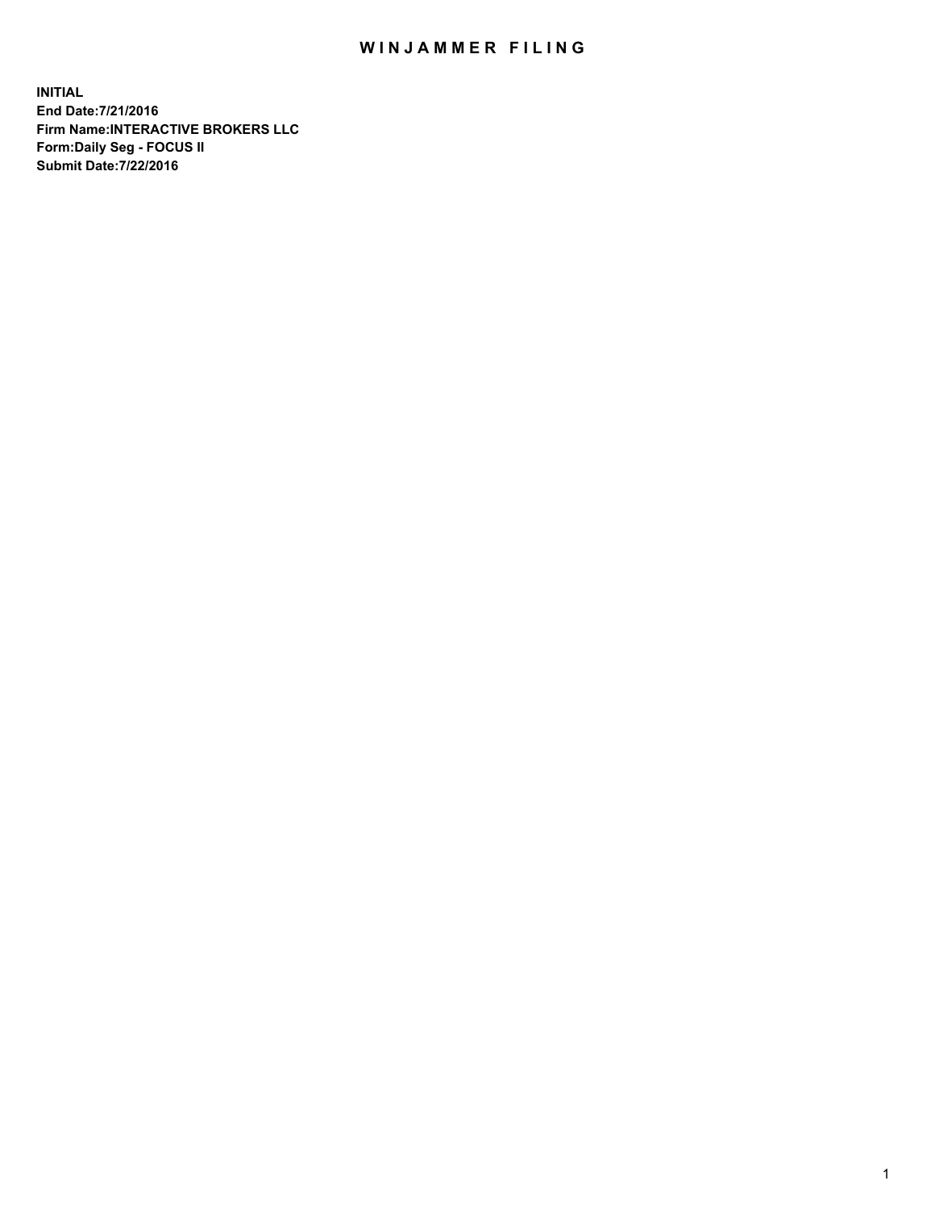# WINJAMMER FILING

**INITIAL**
**End Date:7/21/2016**
**Firm Name:INTERACTIVE BROKERS LLC**
**Form:Daily Seg - FOCUS II**
**Submit Date:7/22/2016**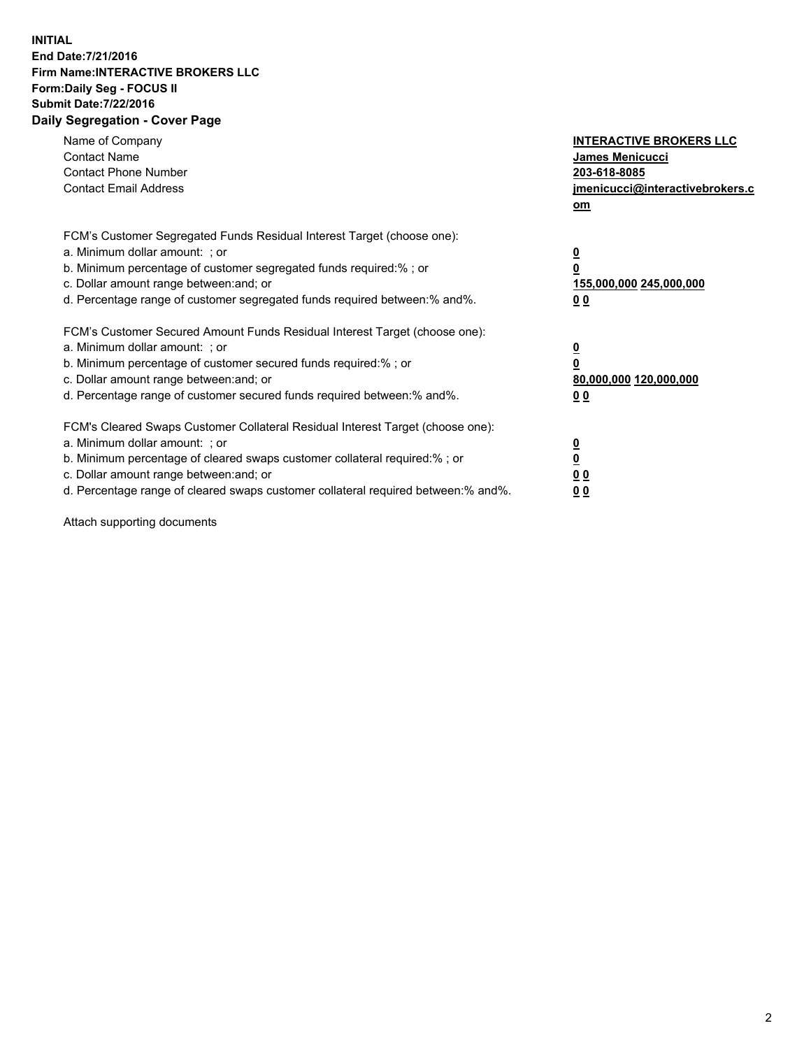**INITIAL**
**End Date:7/21/2016**
**Firm Name:INTERACTIVE BROKERS LLC**
**Form:Daily Seg - FOCUS II**
**Submit Date:7/22/2016**

## Daily Segregation - Cover Page

| | |
|---|---|
| Name of Company | **INTERACTIVE BROKERS LLC** |
| Contact Name | **James Menicucci** |
| Contact Phone Number | **203-618-8085** |
| Contact Email Address | **jmenicucci@interactivebrokers.com** |

FCM's Customer Segregated Funds Residual Interest Target (choose one):

| | |
|---|---|
| a. Minimum dollar amount: ; or | **0** |
| b. Minimum percentage of customer segregated funds required:% ; or | **0** |
| c. Dollar amount range between:and; or | **155,000,000 245,000,000** |
| d. Percentage range of customer segregated funds required between:% and%. | **0 0** |

FCM's Customer Secured Amount Funds Residual Interest Target (choose one):

| | |
|---|---|
| a. Minimum dollar amount: ; or | **0** |
| b. Minimum percentage of customer secured funds required:% ; or | **0** |
| c. Dollar amount range between:and; or | **80,000,000 120,000,000** |
| d. Percentage range of customer secured funds required between:% and%. | **0 0** |

FCM's Cleared Swaps Customer Collateral Residual Interest Target (choose one):

| | |
|---|---|
| a. Minimum dollar amount: ; or | **0** |
| b. Minimum percentage of cleared swaps customer collateral required:% ; or | **0** |
| c. Dollar amount range between:and; or | **0 0** |
| d. Percentage range of cleared swaps customer collateral required between:% and%. | **0 0** |

Attach supporting documents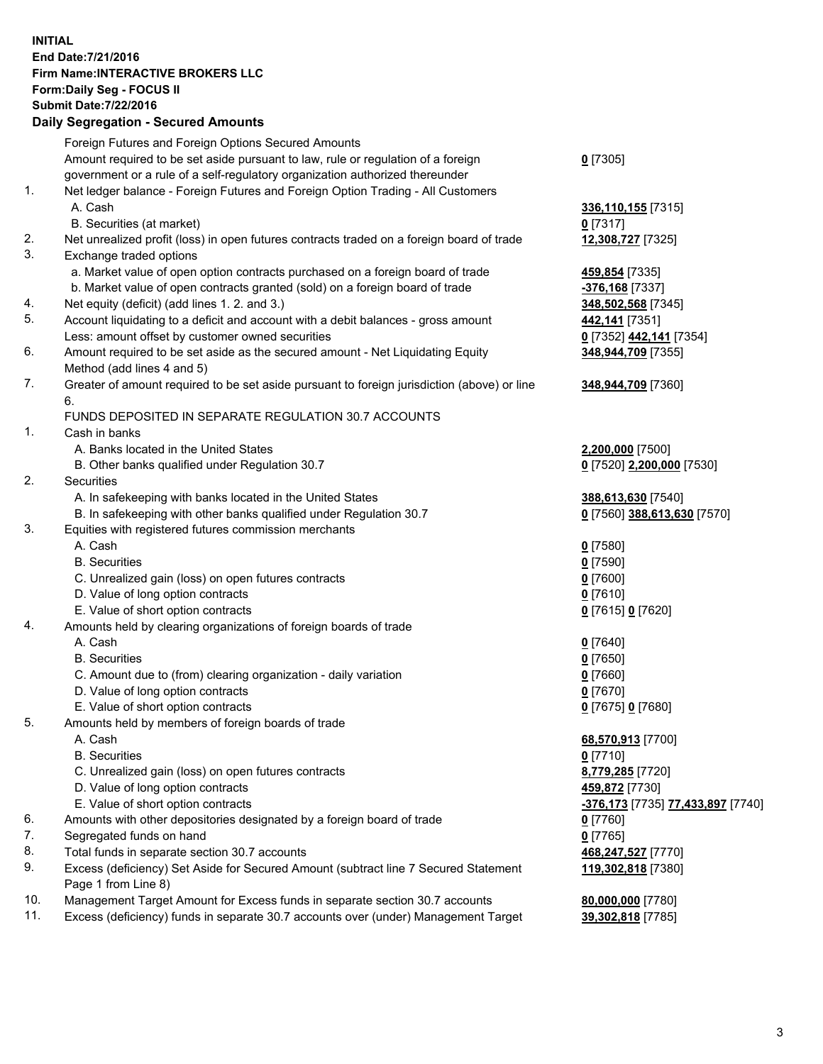**INITIAL**
**End Date:7/21/2016**
**Firm Name:INTERACTIVE BROKERS LLC**
**Form:Daily Seg - FOCUS II**
**Submit Date:7/22/2016**

## Daily Segregation - Secured Amounts

| | | |
|---|---|---|
| | Foreign Futures and Foreign Options Secured Amounts | |
| | Amount required to be set aside pursuant to law, rule or regulation of a foreign government or a rule of a self-regulatory organization authorized thereunder | **0** [7305] |
| 1. | Net ledger balance - Foreign Futures and Foreign Option Trading - All Customers | |
| | A. Cash | **336,110,155** [7315] |
| | B. Securities (at market) | **0** [7317] |
| 2. | Net unrealized profit (loss) in open futures contracts traded on a foreign board of trade | **12,308,727** [7325] |
| 3. | Exchange traded options | |
| | a. Market value of open option contracts purchased on a foreign board of trade | **459,854** [7335] |
| | b. Market value of open contracts granted (sold) on a foreign board of trade | **-376,168** [7337] |
| 4. | Net equity (deficit) (add lines 1. 2. and 3.) | **348,502,568** [7345] |
| 5. | Account liquidating to a deficit and account with a debit balances - gross amount | **442,141** [7351] |
| | Less: amount offset by customer owned securities | **0** [7352] **442,141** [7354] |
| 6. | Amount required to be set aside as the secured amount - Net Liquidating Equity Method (add lines 4 and 5) | **348,944,709** [7355] |
| 7. | Greater of amount required to be set aside pursuant to foreign jurisdiction (above) or line 6. | **348,944,709** [7360] |
| | FUNDS DEPOSITED IN SEPARATE REGULATION 30.7 ACCOUNTS | |
| 1. | Cash in banks | |
| | A. Banks located in the United States | **2,200,000** [7500] |
| | B. Other banks qualified under Regulation 30.7 | **0** [7520] **2,200,000** [7530] |
| 2. | Securities | |
| | A. In safekeeping with banks located in the United States | **388,613,630** [7540] |
| | B. In safekeeping with other banks qualified under Regulation 30.7 | **0** [7560] **388,613,630** [7570] |
| 3. | Equities with registered futures commission merchants | |
| | A. Cash | **0** [7580] |
| | B. Securities | **0** [7590] |
| | C. Unrealized gain (loss) on open futures contracts | **0** [7600] |
| | D. Value of long option contracts | **0** [7610] |
| | E. Value of short option contracts | **0** [7615] **0** [7620] |
| 4. | Amounts held by clearing organizations of foreign boards of trade | |
| | A. Cash | **0** [7640] |
| | B. Securities | **0** [7650] |
| | C. Amount due to (from) clearing organization - daily variation | **0** [7660] |
| | D. Value of long option contracts | **0** [7670] |
| | E. Value of short option contracts | **0** [7675] **0** [7680] |
| 5. | Amounts held by members of foreign boards of trade | |
| | A. Cash | **68,570,913** [7700] |
| | B. Securities | **0** [7710] |
| | C. Unrealized gain (loss) on open futures contracts | **8,779,285** [7720] |
| | D. Value of long option contracts | **459,872** [7730] |
| | E. Value of short option contracts | **-376,173** [7735] **77,433,897** [7740] |
| 6. | Amounts with other depositories designated by a foreign board of trade | **0** [7760] |
| 7. | Segregated funds on hand | **0** [7765] |
| 8. | Total funds in separate section 30.7 accounts | **468,247,527** [7770] |
| 9. | Excess (deficiency) Set Aside for Secured Amount (subtract line 7 Secured Statement Page 1 from Line 8) | **119,302,818** [7380] |
| 10. | Management Target Amount for Excess funds in separate section 30.7 accounts | **80,000,000** [7780] |
| 11. | Excess (deficiency) funds in separate 30.7 accounts over (under) Management Target | **39,302,818** [7785] |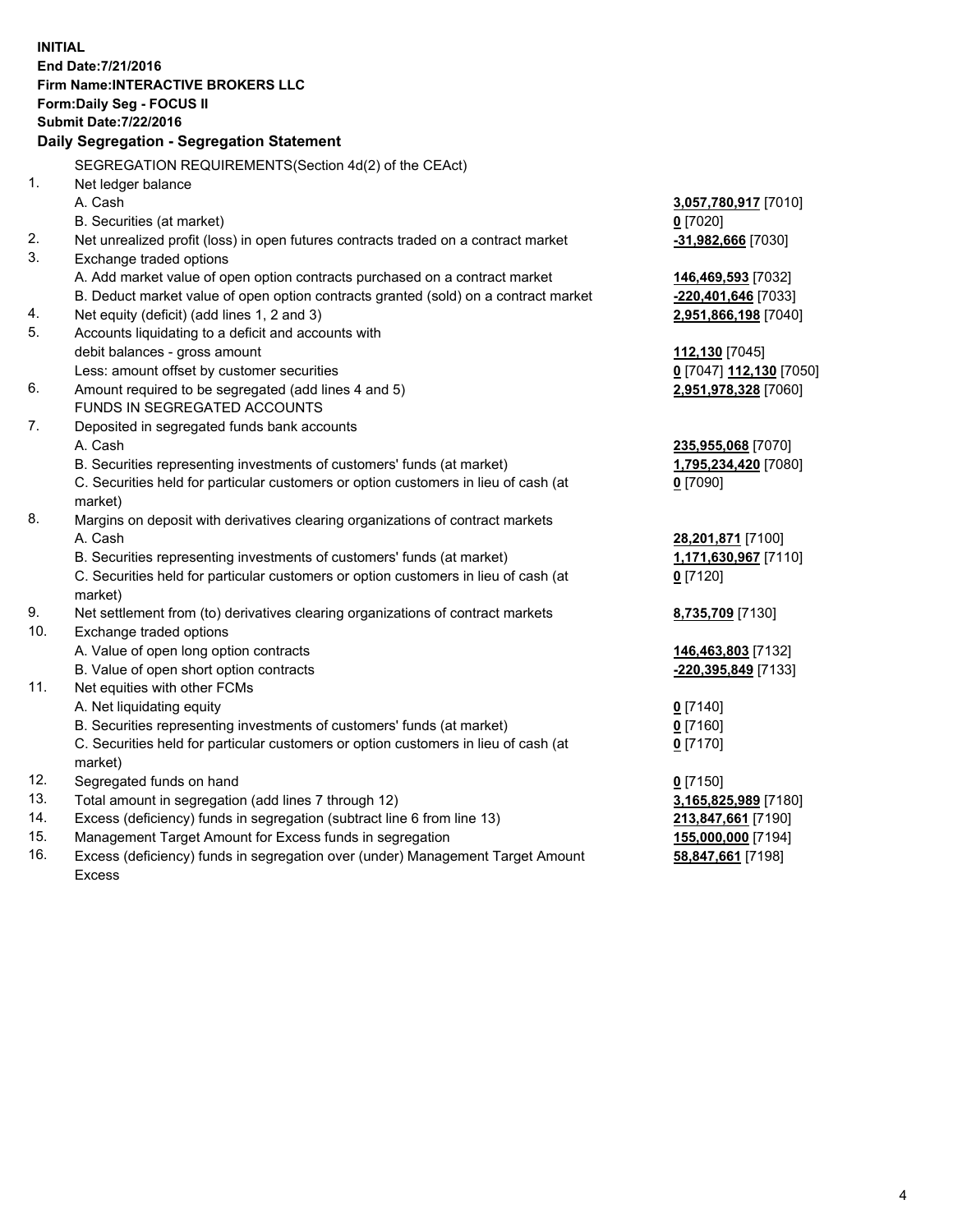**INITIAL**
**End Date:7/21/2016**
**Firm Name:INTERACTIVE BROKERS LLC**
**Form:Daily Seg - FOCUS II**
**Submit Date:7/22/2016**

**Daily Segregation - Segregation Statement**

| | | |
|---|---|---|
| | SEGREGATION REQUIREMENTS(Section 4d(2) of the CEAct) | |
| 1. | Net ledger balance | |
| | A. Cash | **3,057,780,917** [7010] |
| | B. Securities (at market) | **0** [7020] |
| 2. | Net unrealized profit (loss) in open futures contracts traded on a contract market | **-31,982,666** [7030] |
| 3. | Exchange traded options | |
| | A. Add market value of open option contracts purchased on a contract market | **146,469,593** [7032] |
| | B. Deduct market value of open option contracts granted (sold) on a contract market | **-220,401,646** [7033] |
| 4. | Net equity (deficit) (add lines 1, 2 and 3) | **2,951,866,198** [7040] |
| 5. | Accounts liquidating to a deficit and accounts with | |
| | debit balances - gross amount | **112,130** [7045] |
| | Less: amount offset by customer securities | **0** [7047] **112,130** [7050] |
| 6. | Amount required to be segregated (add lines 4 and 5) | **2,951,978,328** [7060] |
| | FUNDS IN SEGREGATED ACCOUNTS | |
| 7. | Deposited in segregated funds bank accounts | |
| | A. Cash | **235,955,068** [7070] |
| | B. Securities representing investments of customers' funds (at market) | **1,795,234,420** [7080] |
| | C. Securities held for particular customers or option customers in lieu of cash (at market) | **0** [7090] |
| 8. | Margins on deposit with derivatives clearing organizations of contract markets | |
| | A. Cash | **28,201,871** [7100] |
| | B. Securities representing investments of customers' funds (at market) | **1,171,630,967** [7110] |
| | C. Securities held for particular customers or option customers in lieu of cash (at market) | **0** [7120] |
| 9. | Net settlement from (to) derivatives clearing organizations of contract markets | **8,735,709** [7130] |
| 10. | Exchange traded options | |
| | A. Value of open long option contracts | **146,463,803** [7132] |
| | B. Value of open short option contracts | **-220,395,849** [7133] |
| 11. | Net equities with other FCMs | |
| | A. Net liquidating equity | **0** [7140] |
| | B. Securities representing investments of customers' funds (at market) | **0** [7160] |
| | C. Securities held for particular customers or option customers in lieu of cash (at market) | **0** [7170] |
| 12. | Segregated funds on hand | **0** [7150] |
| 13. | Total amount in segregation (add lines 7 through 12) | **3,165,825,989** [7180] |
| 14. | Excess (deficiency) funds in segregation (subtract line 6 from line 13) | **213,847,661** [7190] |
| 15. | Management Target Amount for Excess funds in segregation | **155,000,000** [7194] |
| 16. | Excess (deficiency) funds in segregation over (under) Management Target Amount Excess | **58,847,661** [7198] |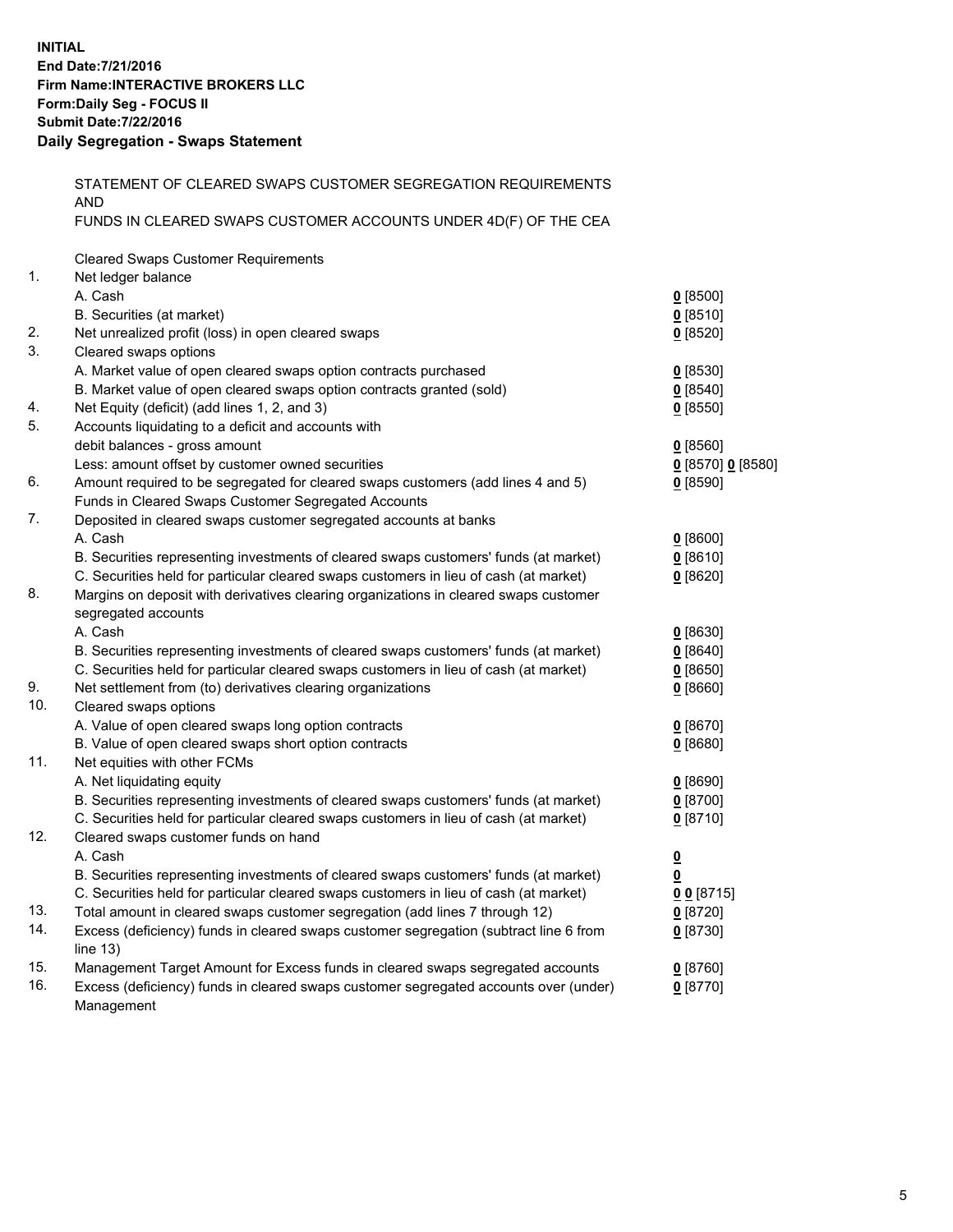**INITIAL**
**End Date:7/21/2016**
**Firm Name:INTERACTIVE BROKERS LLC**
**Form:Daily Seg - FOCUS II**
**Submit Date:7/22/2016**
**Daily Segregation - Swaps Statement**

STATEMENT OF CLEARED SWAPS CUSTOMER SEGREGATION REQUIREMENTS AND FUNDS IN CLEARED SWAPS CUSTOMER ACCOUNTS UNDER 4D(F) OF THE CEA

| | | |
|---|---|---|
| | Cleared Swaps Customer Requirements | |
| 1. | Net ledger balance | |
| | A. Cash | 0 [8500] |
| | B. Securities (at market) | 0 [8510] |
| 2. | Net unrealized profit (loss) in open cleared swaps | 0 [8520] |
| 3. | Cleared swaps options | |
| | A. Market value of open cleared swaps option contracts purchased | 0 [8530] |
| | B. Market value of open cleared swaps option contracts granted (sold) | 0 [8540] |
| 4. | Net Equity (deficit) (add lines 1, 2, and 3) | 0 [8550] |
| 5. | Accounts liquidating to a deficit and accounts with debit balances - gross amount | 0 [8560] |
| | Less: amount offset by customer owned securities | 0 [8570] 0 [8580] |
| 6. | Amount required to be segregated for cleared swaps customers (add lines 4 and 5) | 0 [8590] |
| | Funds in Cleared Swaps Customer Segregated Accounts | |
| 7. | Deposited in cleared swaps customer segregated accounts at banks | |
| | A. Cash | 0 [8600] |
| | B. Securities representing investments of cleared swaps customers' funds (at market) | 0 [8610] |
| | C. Securities held for particular cleared swaps customers in lieu of cash (at market) | 0 [8620] |
| 8. | Margins on deposit with derivatives clearing organizations in cleared swaps customer segregated accounts | |
| | A. Cash | 0 [8630] |
| | B. Securities representing investments of cleared swaps customers' funds (at market) | 0 [8640] |
| | C. Securities held for particular cleared swaps customers in lieu of cash (at market) | 0 [8650] |
| 9. | Net settlement from (to) derivatives clearing organizations | 0 [8660] |
| 10. | Cleared swaps options | |
| | A. Value of open cleared swaps long option contracts | 0 [8670] |
| | B. Value of open cleared swaps short option contracts | 0 [8680] |
| 11. | Net equities with other FCMs | |
| | A. Net liquidating equity | 0 [8690] |
| | B. Securities representing investments of cleared swaps customers' funds (at market) | 0 [8700] |
| | C. Securities held for particular cleared swaps customers in lieu of cash (at market) | 0 [8710] |
| 12. | Cleared swaps customer funds on hand | |
| | A. Cash | 0 |
| | B. Securities representing investments of cleared swaps customers' funds (at market) | 0 |
| | C. Securities held for particular cleared swaps customers in lieu of cash (at market) | 0 0 [8715] |
| 13. | Total amount in cleared swaps customer segregation (add lines 7 through 12) | 0 [8720] |
| 14. | Excess (deficiency) funds in cleared swaps customer segregation (subtract line 6 from line 13) | 0 [8730] |
| 15. | Management Target Amount for Excess funds in cleared swaps segregated accounts | 0 [8760] |
| 16. | Excess (deficiency) funds in cleared swaps customer segregated accounts over (under) Management | 0 [8770] |